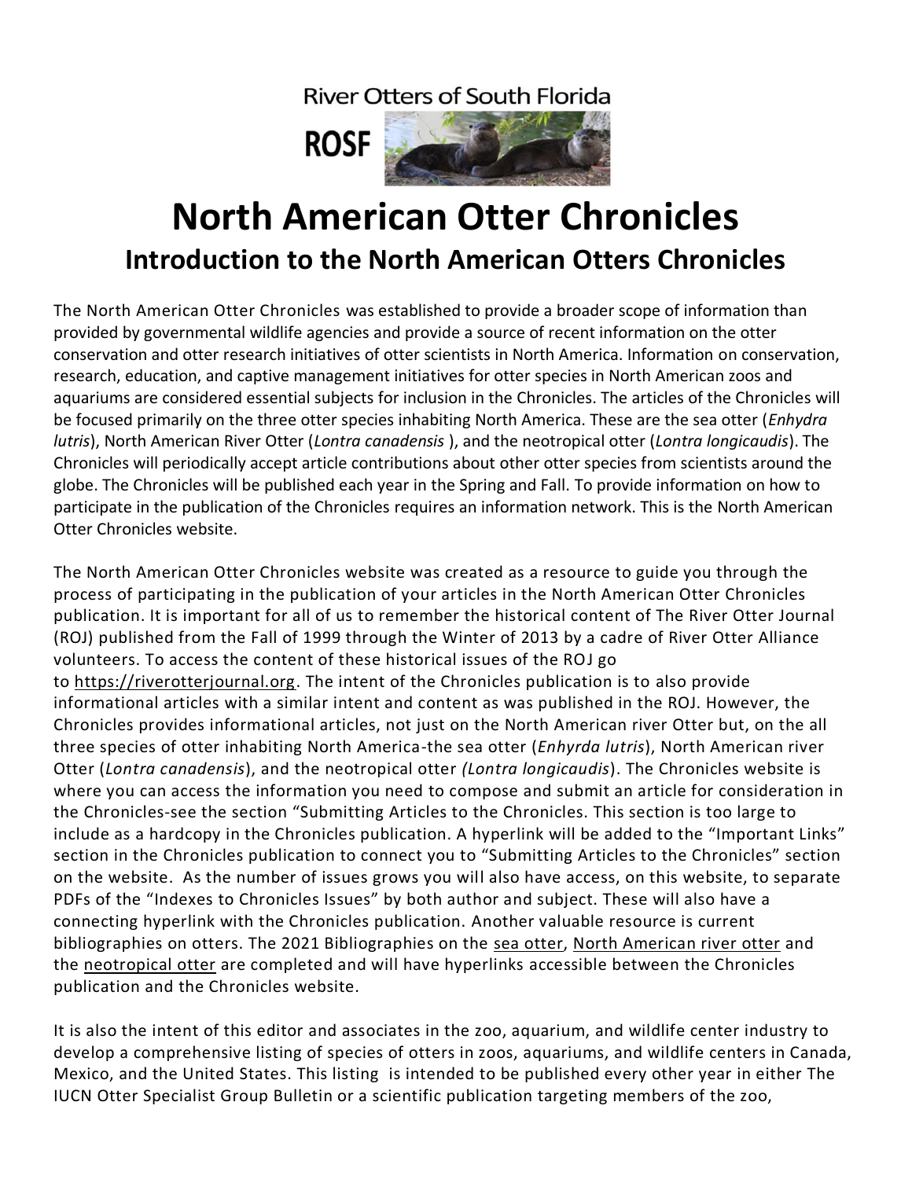River Otters of South Florida

ROSF

# North American Otter Chronicles

## Introduction to the North American Otters Chronicles

The North American Otter Chronicles was established to provide a broader scope of information than provided by governmental wildlife agencies and provide a source of recent information on the otter conservation and otter research initiatives of otter scientists in North America. Information on conservation, research, education, and captive management initiatives for otter species in North American zoos and aquariums are considered essential subjects for inclusion in the Chronicles. The articles of the Chronicles will be focused primarily on the three otter species inhabiting North America. These are the sea otter (*Enhydra lutris*), North American River Otter (*Lontra canadensis* ), and the neotropical otter (*Lontra longicaudis*). The Chronicles will periodically accept article contributions about other otter species from scientists around the globe. The Chronicles will be published each year in the Spring and Fall. To provide information on how to participate in the publication of the Chronicles requires an information network. This is the North American Otter Chronicles website.

The North American Otter Chronicles website was created as a resource to guide you through the process of participating in the publication of your articles in the North American Otter Chronicles publication. It is important for all of us to remember the historical content of The River Otter Journal (ROJ) published from the Fall of 1999 through the Winter of 2013 by a cadre of River Otter Alliance volunteers. To access the content of these historical issues of the ROJ go to https://riverotterjournal.org. The intent of the Chronicles publication is to also provide informational articles with a similar intent and content as was published in the ROJ. However, the Chronicles provides informational articles, not just on the North American river Otter but, on the all three species of otter inhabiting North America-the sea otter (*Enhyrda lutris*), North American river Otter (*Lontra canadensis*), and the neotropical otter *(Lontra longicaudis*). The Chronicles website is where you can access the information you need to compose and submit an article for consideration in the Chronicles-see the section "Submitting Articles to the Chronicles. This section is too large to include as a hardcopy in the Chronicles publication. A hyperlink will be added to the "Important Links" section in the Chronicles publication to connect you to "Submitting Articles to the Chronicles" section on the website. As the number of issues grows you will also have access, on this website, to separate PDFs of the "Indexes to Chronicles Issues" by both author and subject. These will also have a connecting hyperlink with the Chronicles publication. Another valuable resource is current bibliographies on otters. The 2021 Bibliographies on the sea otter, North American river otter and the neotropical otter are completed and will have hyperlinks accessible between the Chronicles publication and the Chronicles website.

It is also the intent of this editor and associates in the zoo, aquarium, and wildlife center industry to develop a comprehensive listing of species of otters in zoos, aquariums, and wildlife centers in Canada, Mexico, and the United States. This listing is intended to be published every other year in either The IUCN Otter Specialist Group Bulletin or a scientific publication targeting members of the zoo,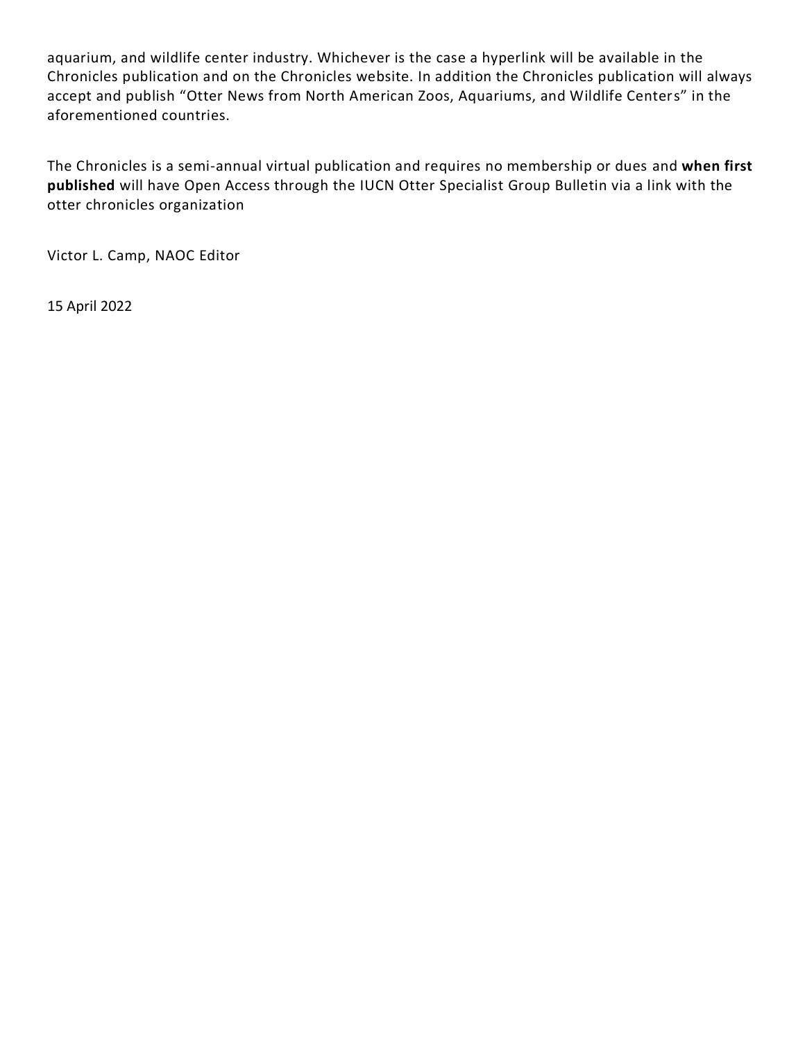aquarium, and wildlife center industry. Whichever is the case a hyperlink will be available in the Chronicles publication and on the Chronicles website. In addition the Chronicles publication will always accept and publish "Otter News from North American Zoos, Aquariums, and Wildlife Centers" in the aforementioned countries.

The Chronicles is a semi-annual virtual publication and requires no membership or dues and **when first published** will have Open Access through the IUCN Otter Specialist Group Bulletin via a link with the otter chronicles organization

Victor L. Camp, NAOC Editor

15 April 2022